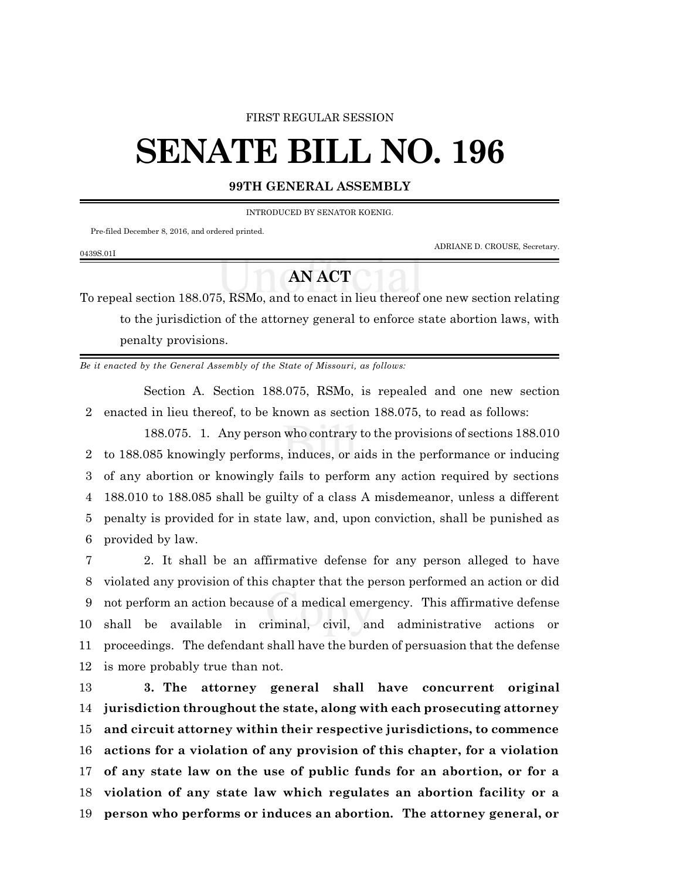FIRST REGULAR SESSION

# SENATE BILL NO. 196

**99TH GENERAL ASSEMBLY**

INTRODUCED BY SENATOR KOENIG.

Pre-filed December 8, 2016, and ordered printed.

ADRIANE D. CROUSE, Secretary.

0439S.01I

## AN ACT

To repeal section 188.075, RSMo, and to enact in lieu thereof one new section relating to the jurisdiction of the attorney general to enforce state abortion laws, with penalty provisions.

*Be it enacted by the General Assembly of the State of Missouri, as follows:*

Section A. Section 188.075, RSMo, is repealed and one new section enacted in lieu thereof, to be known as section 188.075, to read as follows:

188.075. 1. Any person who contrary to the provisions of sections 188.010 to 188.085 knowingly performs, induces, or aids in the performance or inducing of any abortion or knowingly fails to perform any action required by sections 188.010 to 188.085 shall be guilty of a class A misdemeanor, unless a different penalty is provided for in state law, and, upon conviction, shall be punished as provided by law.

2. It shall be an affirmative defense for any person alleged to have violated any provision of this chapter that the person performed an action or did not perform an action because of a medical emergency. This affirmative defense shall be available in criminal, civil, and administrative actions or proceedings. The defendant shall have the burden of persuasion that the defense is more probably true than not.

**3. The attorney general shall have concurrent original jurisdiction throughout the state, along with each prosecuting attorney and circuit attorney within their respective jurisdictions, to commence actions for a violation of any provision of this chapter, for a violation of any state law on the use of public funds for an abortion, or for a violation of any state law which regulates an abortion facility or a person who performs or induces an abortion. The attorney general, or**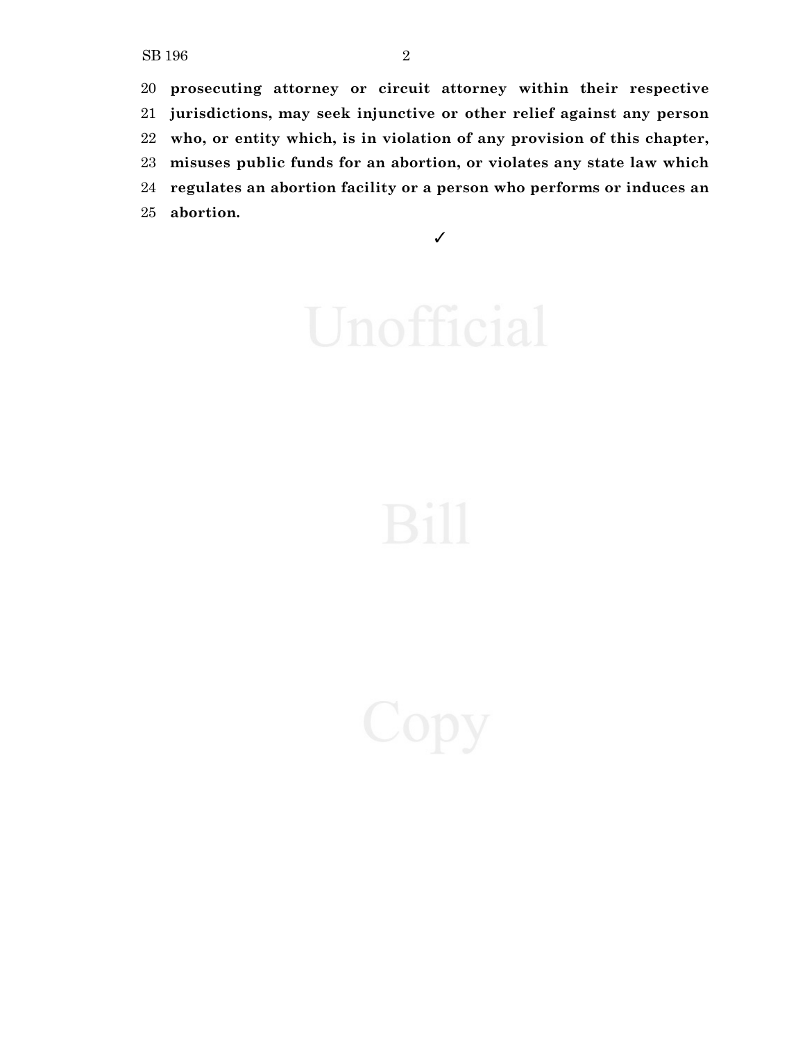**prosecuting attorney or circuit attorney within their respective jurisdictions, may seek injunctive or other relief against any person who, or entity which, is in violation of any provision of this chapter, misuses public funds for an abortion, or violates any state law which regulates an abortion facility or a person who performs or induces an abortion.**

✓